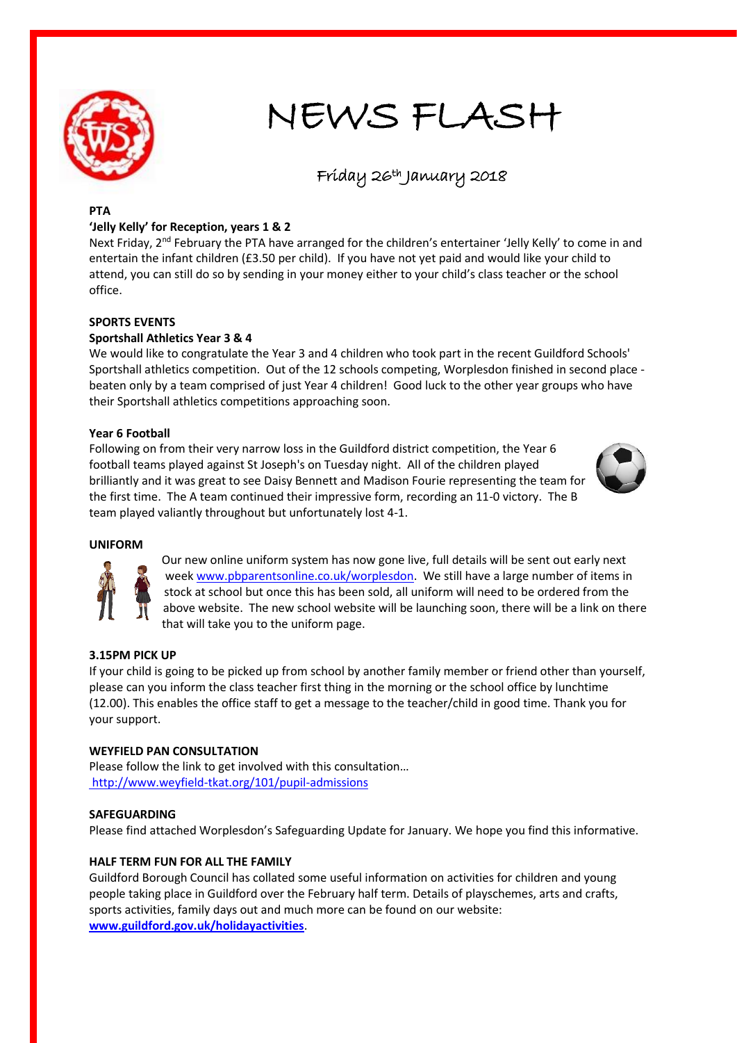# NEWS FLASH

## Friday 26th January 2018

**PTA**

**'Jelly Kelly' for Reception, years 1 & 2**

Next Friday, 2nd February the PTA have arranged for the children's entertainer 'Jelly Kelly' to come in and entertain the infant children (£3.50 per child). If you have not yet paid and would like your child to attend, you can still do so by sending in your money either to your child's class teacher or the school office.

**SPORTS EVENTS**

**Sportshall Athletics Year 3 & 4**

We would like to congratulate the Year 3 and 4 children who took part in the recent Guildford Schools' Sportshall athletics competition. Out of the 12 schools competing, Worplesdon finished in second place - beaten only by a team comprised of just Year 4 children! Good luck to the other year groups who have their Sportshall athletics competitions approaching soon.

**Year 6 Football**

Following on from their very narrow loss in the Guildford district competition, the Year 6 football teams played against St Joseph's on Tuesday night. All of the children played brilliantly and it was great to see Daisy Bennett and Madison Fourie representing the team for the first time. The A team continued their impressive form, recording an 11-0 victory. The B team played valiantly throughout but unfortunately lost 4-1.

**UNIFORM**

Our new online uniform system has now gone live, full details will be sent out early next week www.pbparentsonline.co.uk/worplesdon. We still have a large number of items in stock at school but once this has been sold, all uniform will need to be ordered from the above website. The new school website will be launching soon, there will be a link on there that will take you to the uniform page.

**3.15PM PICK UP**

If your child is going to be picked up from school by another family member or friend other than yourself, please can you inform the class teacher first thing in the morning or the school office by lunchtime (12.00). This enables the office staff to get a message to the teacher/child in good time. Thank you for your support.

**WEYFIELD PAN CONSULTATION**

Please follow the link to get involved with this consultation…
http://www.weyfield-tkat.org/101/pupil-admissions

**SAFEGUARDING**

Please find attached Worplesdon's Safeguarding Update for January. We hope you find this informative.

**HALF TERM FUN FOR ALL THE FAMILY**

Guildford Borough Council has collated some useful information on activities for children and young people taking place in Guildford over the February half term. Details of playschemes, arts and crafts, sports activities, family days out and much more can be found on our website: **www.guildford.gov.uk/holidayactivities**.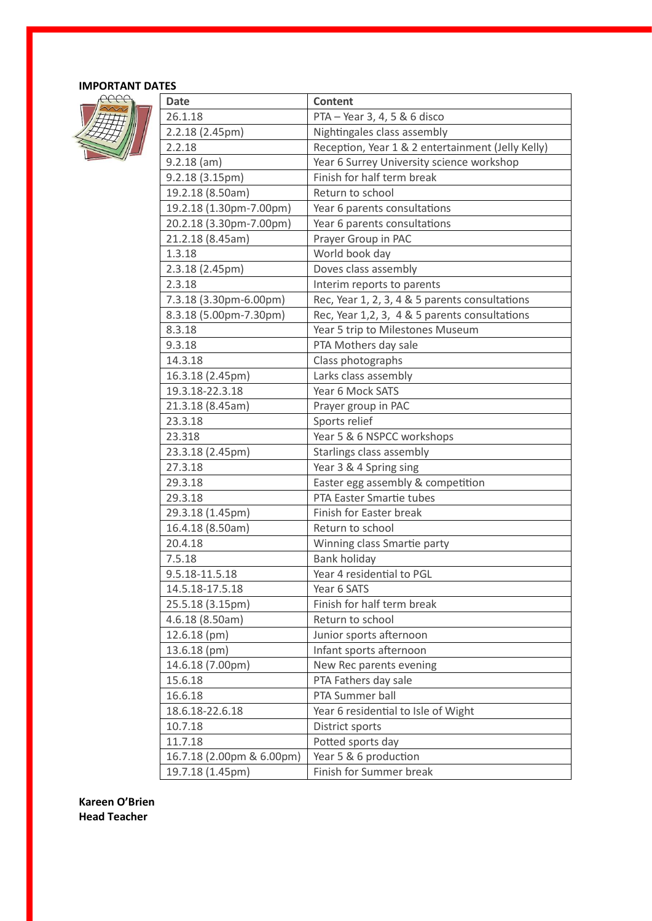**IMPORTANT DATES**

| Date | Content |
|---|---|
| 26.1.18 | PTA – Year 3, 4, 5 & 6 disco |
| 2.2.18 (2.45pm) | Nightingales class assembly |
| 2.2.18 | Reception, Year 1 & 2 entertainment (Jelly Kelly) |
| 9.2.18 (am) | Year 6 Surrey University science workshop |
| 9.2.18 (3.15pm) | Finish for half term break |
| 19.2.18 (8.50am) | Return to school |
| 19.2.18 (1.30pm-7.00pm) | Year 6 parents consultations |
| 20.2.18 (3.30pm-7.00pm) | Year 6 parents consultations |
| 21.2.18 (8.45am) | Prayer Group in PAC |
| 1.3.18 | World book day |
| 2.3.18 (2.45pm) | Doves class assembly |
| 2.3.18 | Interim reports to parents |
| 7.3.18 (3.30pm-6.00pm) | Rec, Year 1, 2, 3, 4 & 5 parents consultations |
| 8.3.18 (5.00pm-7.30pm) | Rec, Year 1,2, 3, 4 & 5 parents consultations |
| 8.3.18 | Year 5 trip to Milestones Museum |
| 9.3.18 | PTA Mothers day sale |
| 14.3.18 | Class photographs |
| 16.3.18 (2.45pm) | Larks class assembly |
| 19.3.18-22.3.18 | Year 6 Mock SATS |
| 21.3.18 (8.45am) | Prayer group in PAC |
| 23.3.18 | Sports relief |
| 23.318 | Year 5 & 6 NSPCC workshops |
| 23.3.18 (2.45pm) | Starlings class assembly |
| 27.3.18 | Year 3 & 4 Spring sing |
| 29.3.18 | Easter egg assembly & competition |
| 29.3.18 | PTA Easter Smartie tubes |
| 29.3.18 (1.45pm) | Finish for Easter break |
| 16.4.18 (8.50am) | Return to school |
| 20.4.18 | Winning class Smartie party |
| 7.5.18 | Bank holiday |
| 9.5.18-11.5.18 | Year 4 residential to PGL |
| 14.5.18-17.5.18 | Year 6 SATS |
| 25.5.18 (3.15pm) | Finish for half term break |
| 4.6.18 (8.50am) | Return to school |
| 12.6.18 (pm) | Junior sports afternoon |
| 13.6.18 (pm) | Infant sports afternoon |
| 14.6.18 (7.00pm) | New Rec parents evening |
| 15.6.18 | PTA Fathers day sale |
| 16.6.18 | PTA Summer ball |
| 18.6.18-22.6.18 | Year 6 residential to Isle of Wight |
| 10.7.18 | District sports |
| 11.7.18 | Potted sports day |
| 16.7.18 (2.00pm & 6.00pm) | Year 5 & 6 production |
| 19.7.18 (1.45pm) | Finish for Summer break |

**Kareen O'Brien**
**Head Teacher**